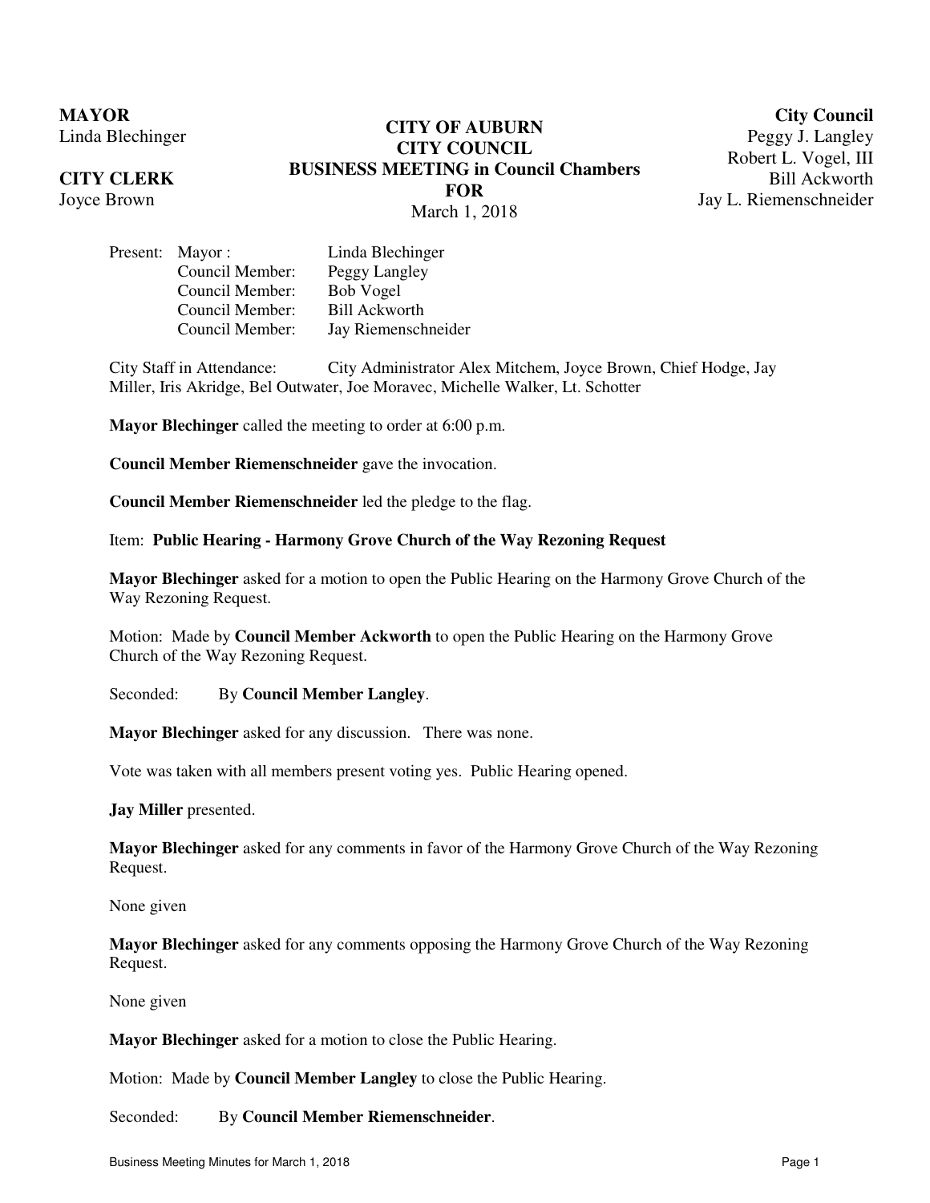**MAYOR**
Linda Blechinger

**CITY CLERK**
Joyce Brown

**CITY OF AUBURN**
**CITY COUNCIL**
**BUSINESS MEETING in Council Chambers**
**FOR**
March 1, 2018

**City Council**
Peggy J. Langley
Robert L. Vogel, III
Bill Ackworth
Jay L. Riemenschneider

Present: Mayor : Linda Blechinger
Council Member: Peggy Langley
Council Member: Bob Vogel
Council Member: Bill Ackworth
Council Member: Jay Riemenschneider

City Staff in Attendance: City Administrator Alex Mitchem, Joyce Brown, Chief Hodge, Jay Miller, Iris Akridge, Bel Outwater, Joe Moravec, Michelle Walker, Lt. Schotter

**Mayor Blechinger** called the meeting to order at 6:00 p.m.

**Council Member Riemenschneider** gave the invocation.

**Council Member Riemenschneider** led the pledge to the flag.

Item: **Public Hearing - Harmony Grove Church of the Way Rezoning Request**

**Mayor Blechinger** asked for a motion to open the Public Hearing on the Harmony Grove Church of the Way Rezoning Request.

Motion: Made by **Council Member Ackworth** to open the Public Hearing on the Harmony Grove Church of the Way Rezoning Request.

Seconded: By **Council Member Langley**.

**Mayor Blechinger** asked for any discussion. There was none.

Vote was taken with all members present voting yes. Public Hearing opened.

**Jay Miller** presented.

**Mayor Blechinger** asked for any comments in favor of the Harmony Grove Church of the Way Rezoning Request.

None given

**Mayor Blechinger** asked for any comments opposing the Harmony Grove Church of the Way Rezoning Request.

None given

**Mayor Blechinger** asked for a motion to close the Public Hearing.

Motion: Made by **Council Member Langley** to close the Public Hearing.

Seconded: By **Council Member Riemenschneider**.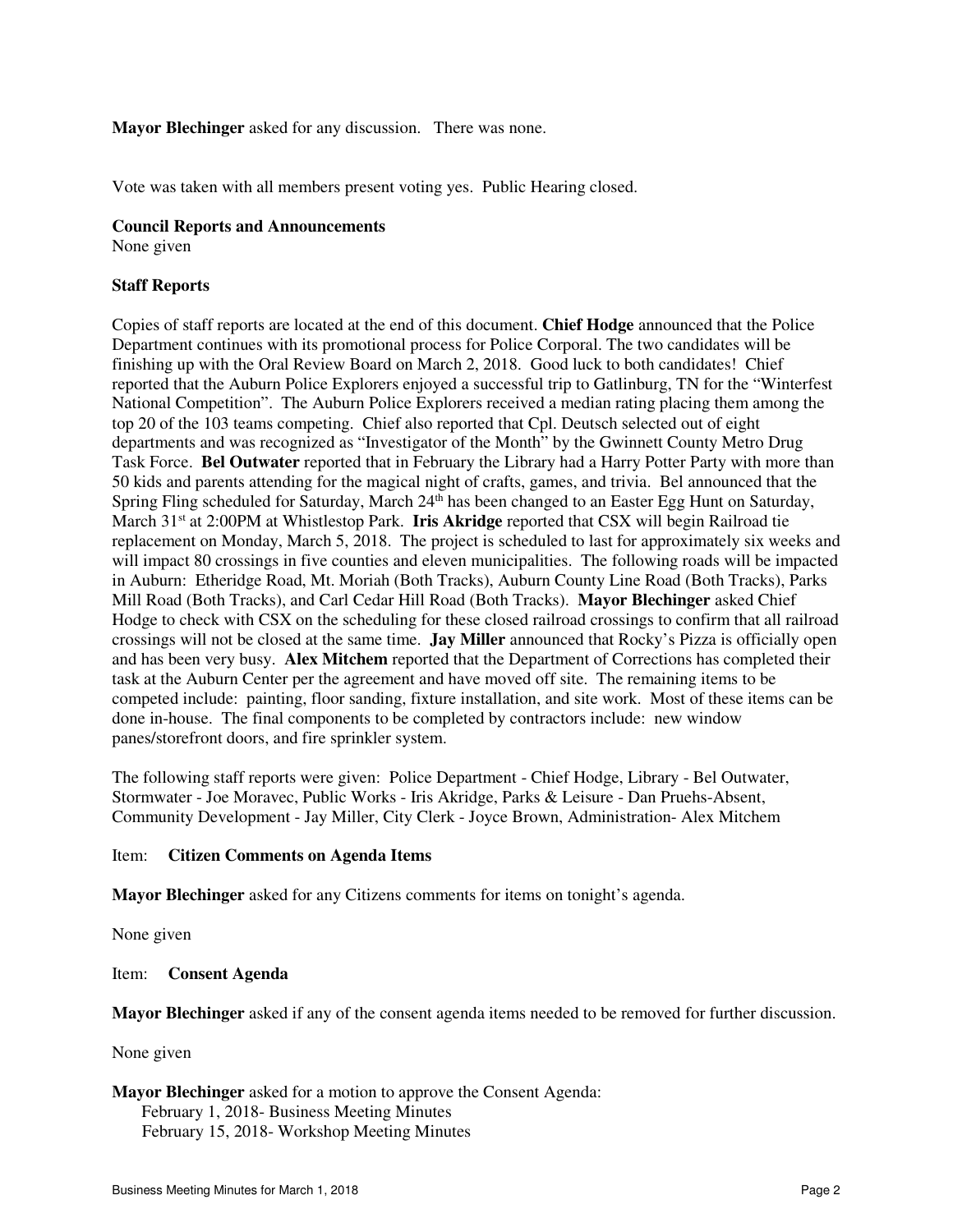**Mayor Blechinger** asked for any discussion. There was none.

Vote was taken with all members present voting yes. Public Hearing closed.

**Council Reports and Announcements**
None given

**Staff Reports**

Copies of staff reports are located at the end of this document. **Chief Hodge** announced that the Police Department continues with its promotional process for Police Corporal. The two candidates will be finishing up with the Oral Review Board on March 2, 2018. Good luck to both candidates! Chief reported that the Auburn Police Explorers enjoyed a successful trip to Gatlinburg, TN for the "Winterfest National Competition". The Auburn Police Explorers received a median rating placing them among the top 20 of the 103 teams competing. Chief also reported that Cpl. Deutsch selected out of eight departments and was recognized as "Investigator of the Month" by the Gwinnett County Metro Drug Task Force. **Bel Outwater** reported that in February the Library had a Harry Potter Party with more than 50 kids and parents attending for the magical night of crafts, games, and trivia. Bel announced that the Spring Fling scheduled for Saturday, March 24th has been changed to an Easter Egg Hunt on Saturday, March 31st at 2:00PM at Whistlestop Park. **Iris Akridge** reported that CSX will begin Railroad tie replacement on Monday, March 5, 2018. The project is scheduled to last for approximately six weeks and will impact 80 crossings in five counties and eleven municipalities. The following roads will be impacted in Auburn: Etheridge Road, Mt. Moriah (Both Tracks), Auburn County Line Road (Both Tracks), Parks Mill Road (Both Tracks), and Carl Cedar Hill Road (Both Tracks). **Mayor Blechinger** asked Chief Hodge to check with CSX on the scheduling for these closed railroad crossings to confirm that all railroad crossings will not be closed at the same time. **Jay Miller** announced that Rocky's Pizza is officially open and has been very busy. **Alex Mitchem** reported that the Department of Corrections has completed their task at the Auburn Center per the agreement and have moved off site. The remaining items to be competed include: painting, floor sanding, fixture installation, and site work. Most of these items can be done in-house. The final components to be completed by contractors include: new window panes/storefront doors, and fire sprinkler system.

The following staff reports were given: Police Department - Chief Hodge, Library - Bel Outwater, Stormwater - Joe Moravec, Public Works - Iris Akridge, Parks & Leisure - Dan Pruehs-Absent, Community Development - Jay Miller, City Clerk - Joyce Brown, Administration- Alex Mitchem

Item: **Citizen Comments on Agenda Items**

**Mayor Blechinger** asked for any Citizens comments for items on tonight's agenda.

None given

Item: **Consent Agenda**

**Mayor Blechinger** asked if any of the consent agenda items needed to be removed for further discussion.

None given

**Mayor Blechinger** asked for a motion to approve the Consent Agenda:
February 1, 2018- Business Meeting Minutes
February 15, 2018- Workshop Meeting Minutes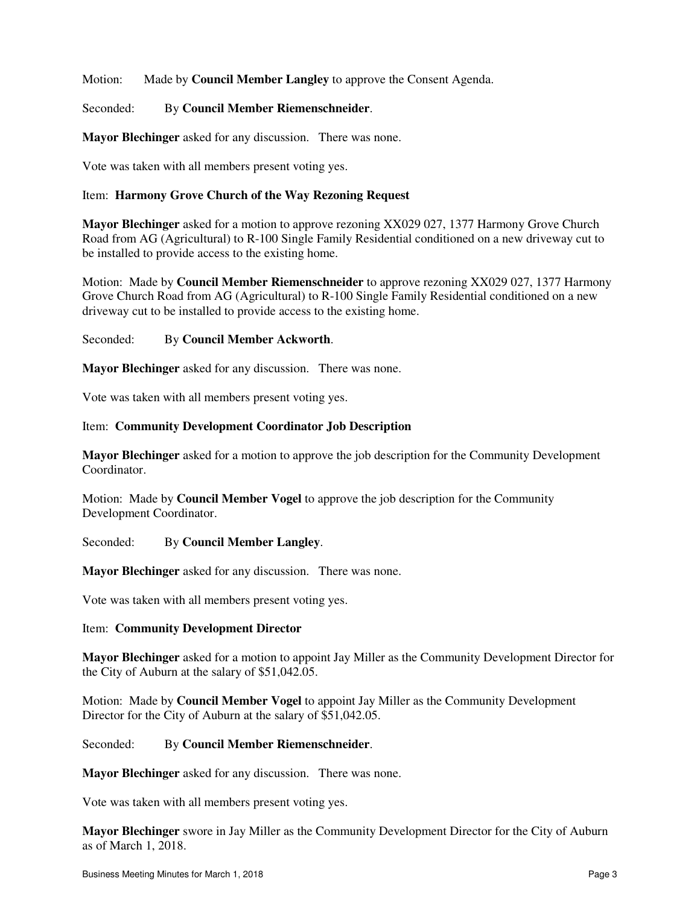Motion: Made by **Council Member Langley** to approve the Consent Agenda.

Seconded: By **Council Member Riemenschneider**.

**Mayor Blechinger** asked for any discussion. There was none.

Vote was taken with all members present voting yes.

Item: **Harmony Grove Church of the Way Rezoning Request**

**Mayor Blechinger** asked for a motion to approve rezoning XX029 027, 1377 Harmony Grove Church Road from AG (Agricultural) to R-100 Single Family Residential conditioned on a new driveway cut to be installed to provide access to the existing home.

Motion: Made by **Council Member Riemenschneider** to approve rezoning XX029 027, 1377 Harmony Grove Church Road from AG (Agricultural) to R-100 Single Family Residential conditioned on a new driveway cut to be installed to provide access to the existing home.

Seconded: By **Council Member Ackworth**.

**Mayor Blechinger** asked for any discussion. There was none.

Vote was taken with all members present voting yes.

Item: **Community Development Coordinator Job Description**

**Mayor Blechinger** asked for a motion to approve the job description for the Community Development Coordinator.

Motion: Made by **Council Member Vogel** to approve the job description for the Community Development Coordinator.

Seconded: By **Council Member Langley**.

**Mayor Blechinger** asked for any discussion. There was none.

Vote was taken with all members present voting yes.

Item: **Community Development Director**

**Mayor Blechinger** asked for a motion to appoint Jay Miller as the Community Development Director for the City of Auburn at the salary of $51,042.05.

Motion: Made by **Council Member Vogel** to appoint Jay Miller as the Community Development Director for the City of Auburn at the salary of $51,042.05.

Seconded: By **Council Member Riemenschneider**.

**Mayor Blechinger** asked for any discussion. There was none.

Vote was taken with all members present voting yes.

**Mayor Blechinger** swore in Jay Miller as the Community Development Director for the City of Auburn as of March 1, 2018.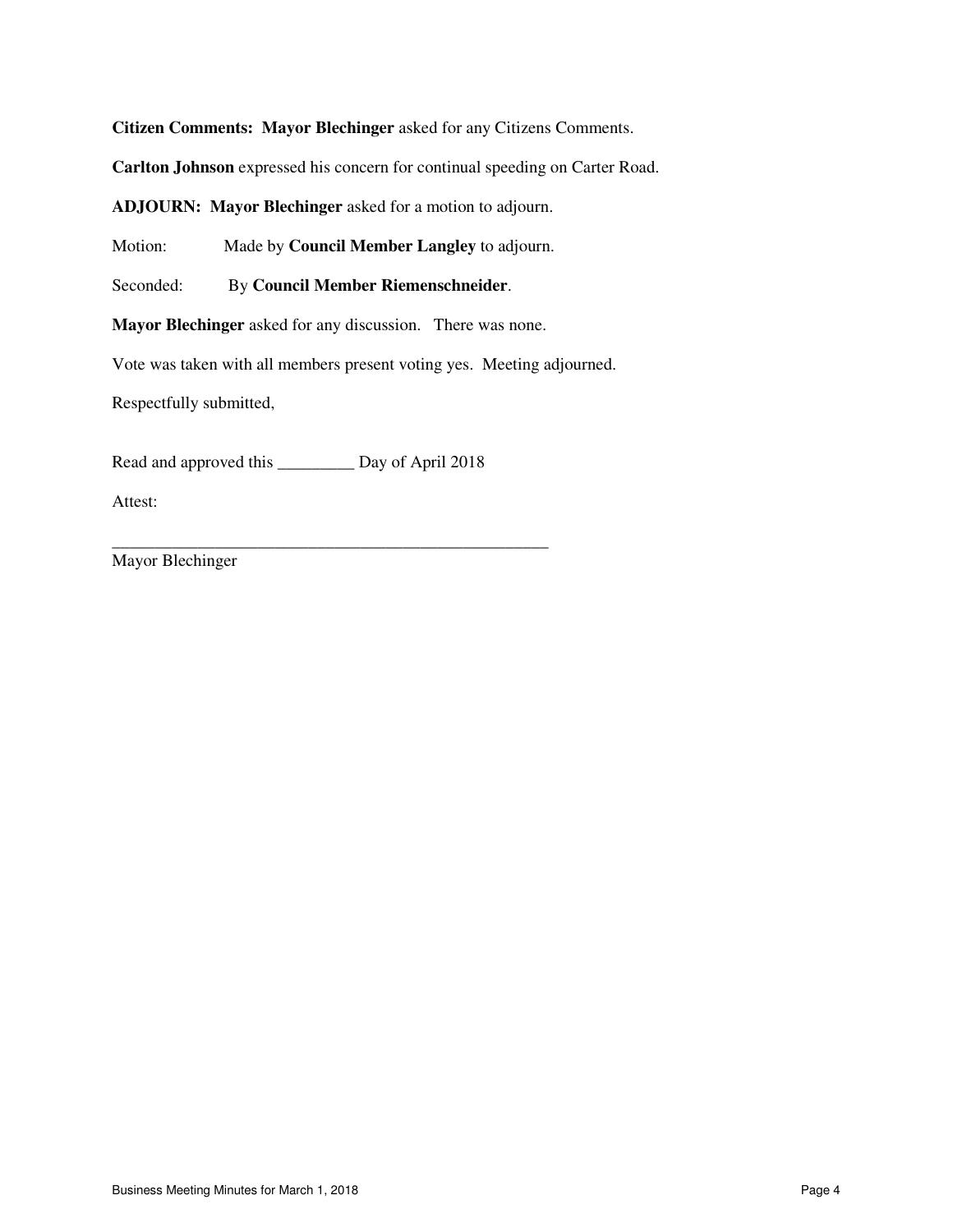**Citizen Comments: Mayor Blechinger** asked for any Citizens Comments.

**Carlton Johnson** expressed his concern for continual speeding on Carter Road.

**ADJOURN: Mayor Blechinger** asked for a motion to adjourn.

Motion: Made by **Council Member Langley** to adjourn.

Seconded: By **Council Member Riemenschneider**.

**Mayor Blechinger** asked for any discussion. There was none.

Vote was taken with all members present voting yes. Meeting adjourned.

Respectfully submitted,

Read and approved this _________ Day of April 2018

Attest:

_____________________________________________________

Mayor Blechinger